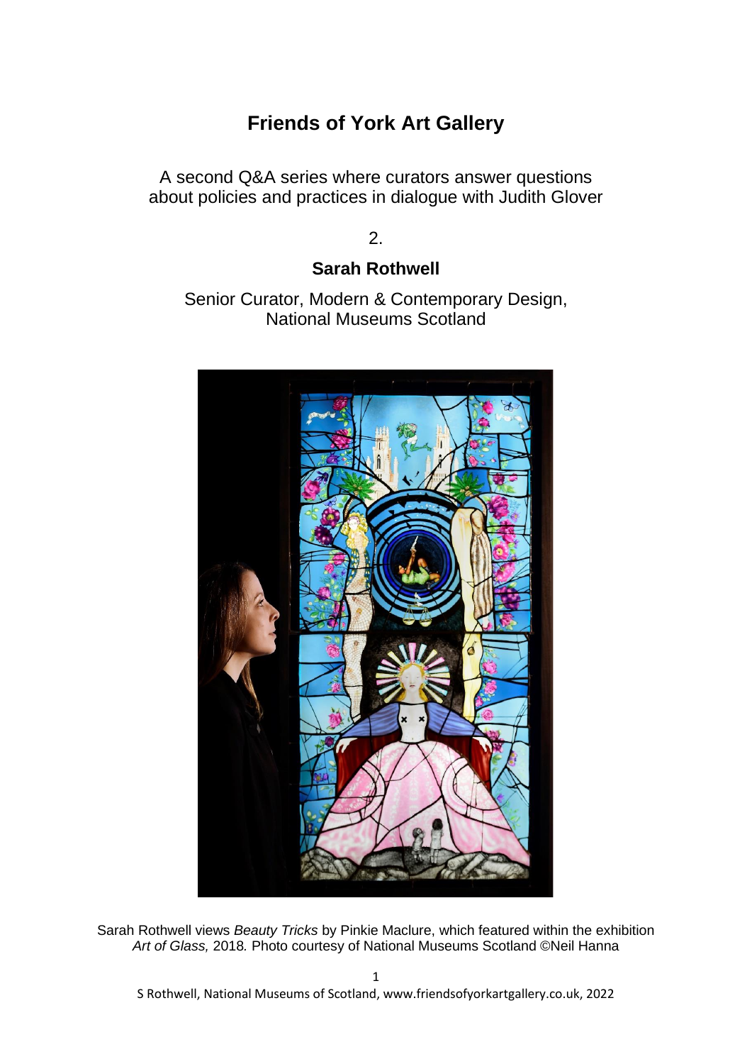# Friends of York Art Gallery

A second Q&A series where curators answer questions about policies and practices in dialogue with Judith Glover

2.

## Sarah Rothwell

Senior Curator, Modern & Contemporary Design, National Museums Scotland

Sarah Rothwell views *Beauty Tricks* by Pinkie Maclure, which featured within the exhibition *Art of Glass,* 2018. Photo courtesy of National Museums Scotland ©Neil Hanna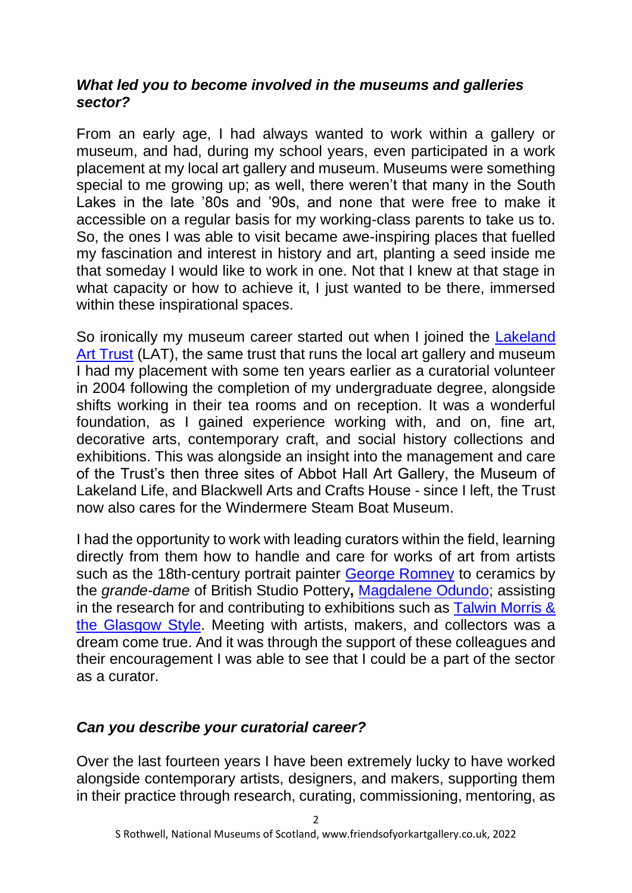### *What led you to become involved in the museums and galleries sector?*

From an early age, I had always wanted to work within a gallery or museum, and had, during my school years, even participated in a work placement at my local art gallery and museum. Museums were something special to me growing up; as well, there weren't that many in the South Lakes in the late '80s and '90s, and none that were free to make it accessible on a regular basis for my working-class parents to take us to. So, the ones I was able to visit became awe-inspiring places that fuelled my fascination and interest in history and art, planting a seed inside me that someday I would like to work in one. Not that I knew at that stage in what capacity or how to achieve it, I just wanted to be there, immersed within these inspirational spaces.

So ironically my museum career started out when I joined the Lakeland Art Trust (LAT), the same trust that runs the local art gallery and museum I had my placement with some ten years earlier as a curatorial volunteer in 2004 following the completion of my undergraduate degree, alongside shifts working in their tea rooms and on reception. It was a wonderful foundation, as I gained experience working with, and on, fine art, decorative arts, contemporary craft, and social history collections and exhibitions. This was alongside an insight into the management and care of the Trust's then three sites of Abbot Hall Art Gallery, the Museum of Lakeland Life, and Blackwell Arts and Crafts House - since I left, the Trust now also cares for the Windermere Steam Boat Museum.

I had the opportunity to work with leading curators within the field, learning directly from them how to handle and care for works of art from artists such as the 18th-century portrait painter George Romney to ceramics by the *grande-dame* of British Studio Pottery**,** Magdalene Odundo; assisting in the research for and contributing to exhibitions such as Talwin Morris & the Glasgow Style. Meeting with artists, makers, and collectors was a dream come true. And it was through the support of these colleagues and their encouragement I was able to see that I could be a part of the sector as a curator.

### *Can you describe your curatorial career?*

Over the last fourteen years I have been extremely lucky to have worked alongside contemporary artists, designers, and makers, supporting them in their practice through research, curating, commissioning, mentoring, as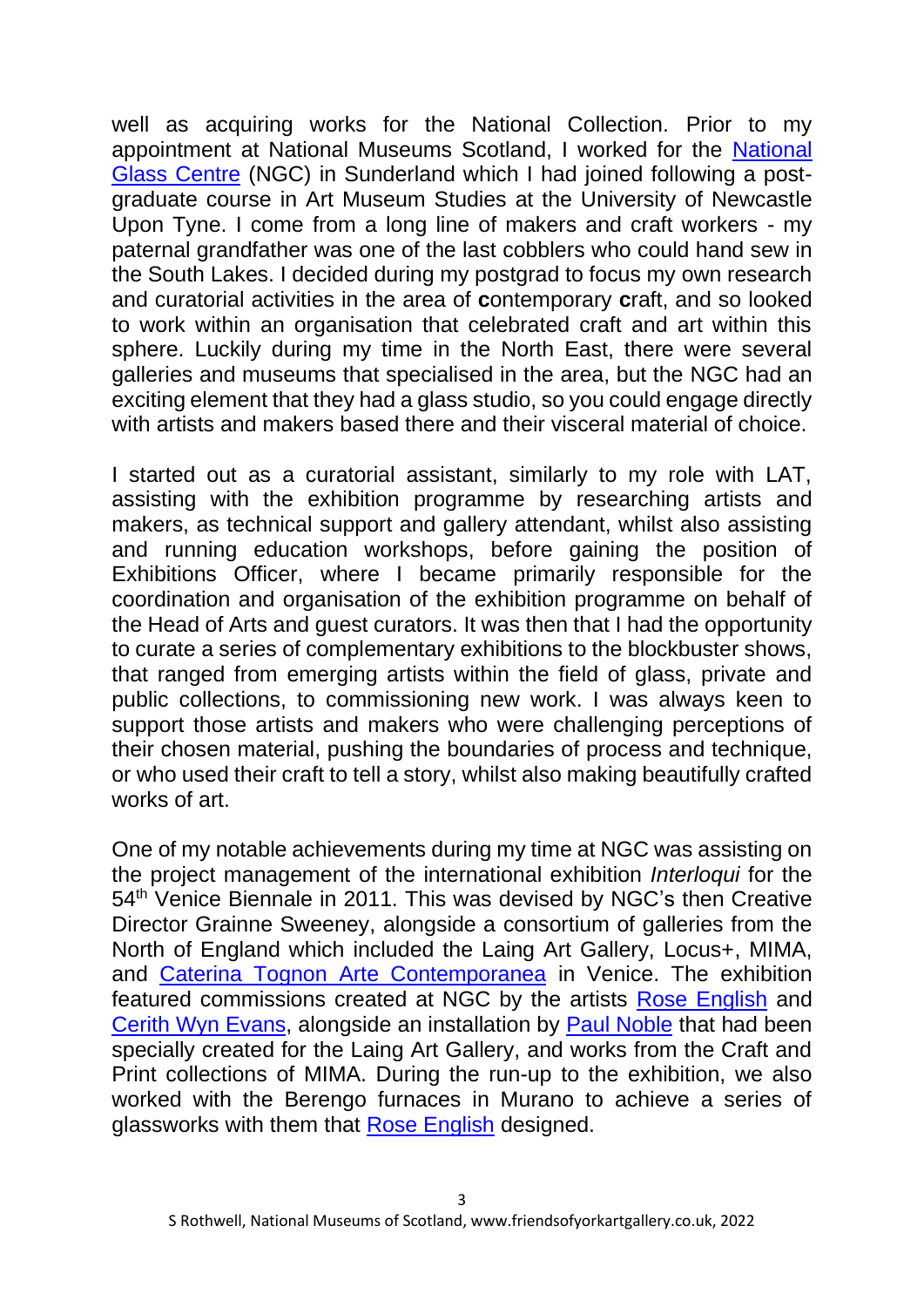well as acquiring works for the National Collection. Prior to my appointment at National Museums Scotland, I worked for the National Glass Centre (NGC) in Sunderland which I had joined following a post-graduate course in Art Museum Studies at the University of Newcastle Upon Tyne. I come from a long line of makers and craft workers - my paternal grandfather was one of the last cobblers who could hand sew in the South Lakes. I decided during my postgrad to focus my own research and curatorial activities in the area of **c**ontemporary **c**raft, and so looked to work within an organisation that celebrated craft and art within this sphere. Luckily during my time in the North East, there were several galleries and museums that specialised in the area, but the NGC had an exciting element that they had a glass studio, so you could engage directly with artists and makers based there and their visceral material of choice.

I started out as a curatorial assistant, similarly to my role with LAT, assisting with the exhibition programme by researching artists and makers, as technical support and gallery attendant, whilst also assisting and running education workshops, before gaining the position of Exhibitions Officer, where I became primarily responsible for the coordination and organisation of the exhibition programme on behalf of the Head of Arts and guest curators. It was then that I had the opportunity to curate a series of complementary exhibitions to the blockbuster shows, that ranged from emerging artists within the field of glass, private and public collections, to commissioning new work. I was always keen to support those artists and makers who were challenging perceptions of their chosen material, pushing the boundaries of process and technique, or who used their craft to tell a story, whilst also making beautifully crafted works of art.

One of my notable achievements during my time at NGC was assisting on the project management of the international exhibition *Interloqui* for the 54th Venice Biennale in 2011. This was devised by NGC's then Creative Director Grainne Sweeney, alongside a consortium of galleries from the North of England which included the Laing Art Gallery, Locus+, MIMA, and Caterina Tognon Arte Contemporanea in Venice. The exhibition featured commissions created at NGC by the artists Rose English and Cerith Wyn Evans, alongside an installation by Paul Noble that had been specially created for the Laing Art Gallery, and works from the Craft and Print collections of MIMA. During the run-up to the exhibition, we also worked with the Berengo furnaces in Murano to achieve a series of glassworks with them that Rose English designed.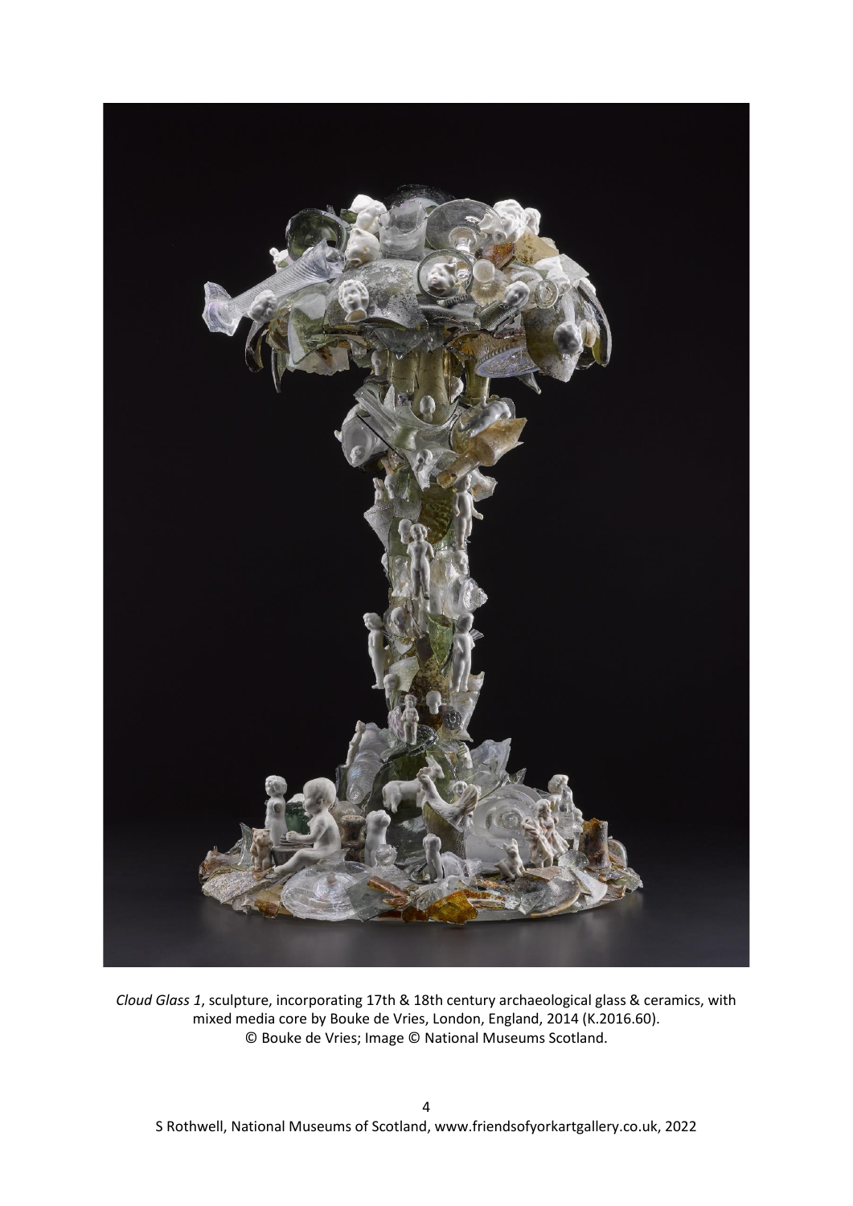*Cloud Glass 1*, sculpture, incorporating 17th & 18th century archaeological glass & ceramics, with mixed media core by Bouke de Vries, London, England, 2014 (K.2016.60).
© Bouke de Vries; Image © National Museums Scotland.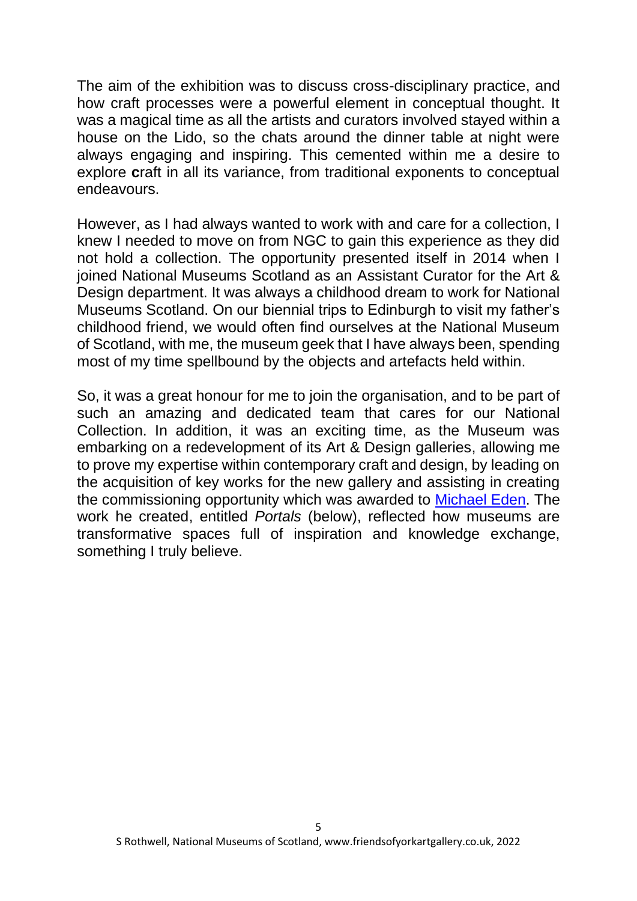The aim of the exhibition was to discuss cross-disciplinary practice, and how craft processes were a powerful element in conceptual thought. It was a magical time as all the artists and curators involved stayed within a house on the Lido, so the chats around the dinner table at night were always engaging and inspiring. This cemented within me a desire to explore **c**raft in all its variance, from traditional exponents to conceptual endeavours.

However, as I had always wanted to work with and care for a collection, I knew I needed to move on from NGC to gain this experience as they did not hold a collection. The opportunity presented itself in 2014 when I joined National Museums Scotland as an Assistant Curator for the Art & Design department. It was always a childhood dream to work for National Museums Scotland. On our biennial trips to Edinburgh to visit my father's childhood friend, we would often find ourselves at the National Museum of Scotland, with me, the museum geek that I have always been, spending most of my time spellbound by the objects and artefacts held within.

So, it was a great honour for me to join the organisation, and to be part of such an amazing and dedicated team that cares for our National Collection. In addition, it was an exciting time, as the Museum was embarking on a redevelopment of its Art & Design galleries, allowing me to prove my expertise within contemporary craft and design, by leading on the acquisition of key works for the new gallery and assisting in creating the commissioning opportunity which was awarded to Michael Eden. The work he created, entitled *Portals* (below), reflected how museums are transformative spaces full of inspiration and knowledge exchange, something I truly believe.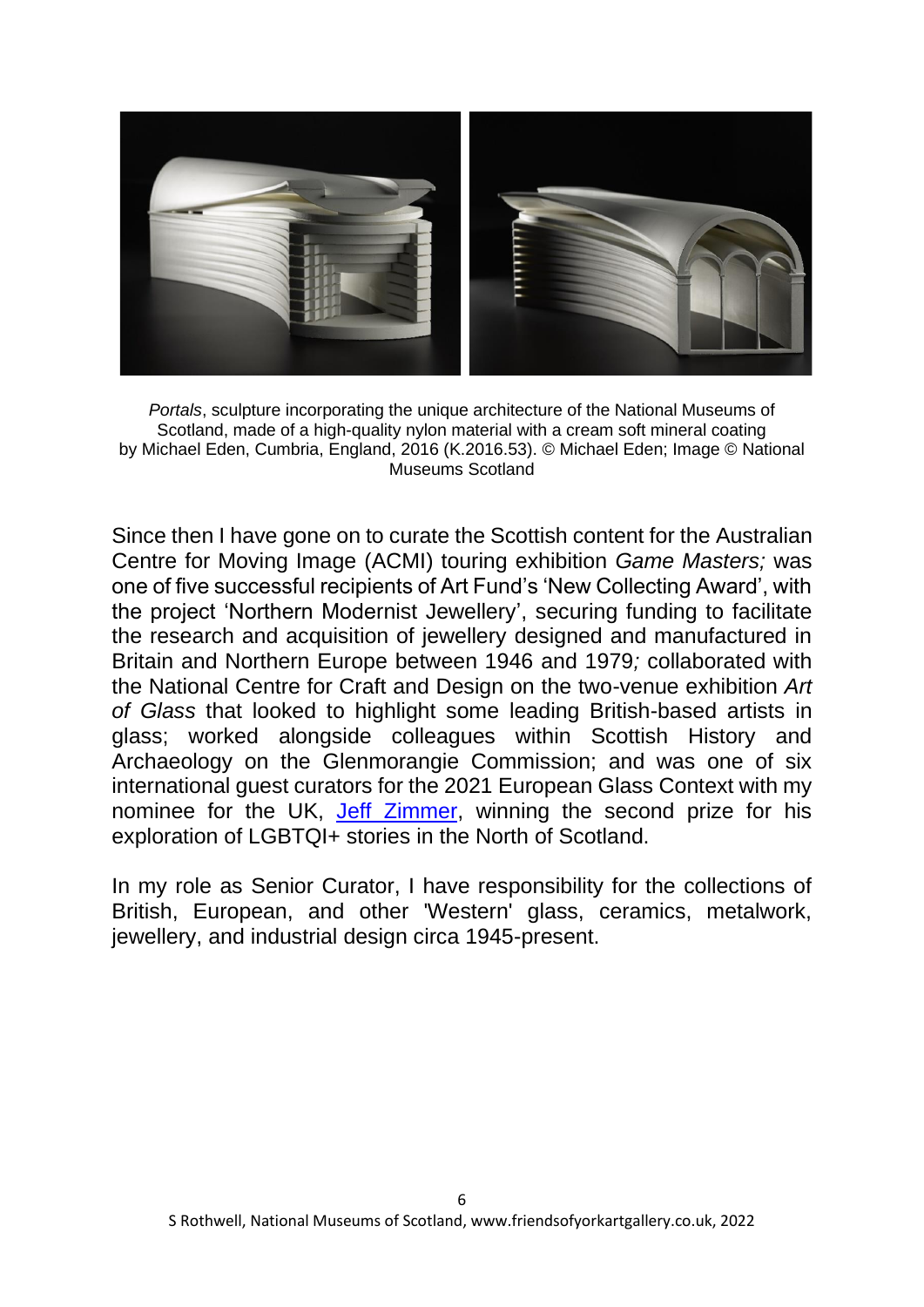*Portals*, sculpture incorporating the unique architecture of the National Museums of Scotland, made of a high-quality nylon material with a cream soft mineral coating by Michael Eden, Cumbria, England, 2016 (K.2016.53). © Michael Eden; Image © National Museums Scotland

Since then I have gone on to curate the Scottish content for the Australian Centre for Moving Image (ACMI) touring exhibition *Game Masters;* was one of five successful recipients of Art Fund's 'New Collecting Award', with the project 'Northern Modernist Jewellery', securing funding to facilitate the research and acquisition of jewellery designed and manufactured in Britain and Northern Europe between 1946 and 1979*;* collaborated with the National Centre for Craft and Design on the two-venue exhibition *Art of Glass* that looked to highlight some leading British-based artists in glass; worked alongside colleagues within Scottish History and Archaeology on the Glenmorangie Commission; and was one of six international guest curators for the 2021 European Glass Context with my nominee for the UK, Jeff Zimmer, winning the second prize for his exploration of LGBTQI+ stories in the North of Scotland.

In my role as Senior Curator, I have responsibility for the collections of British, European, and other 'Western' glass, ceramics, metalwork, jewellery, and industrial design circa 1945-present.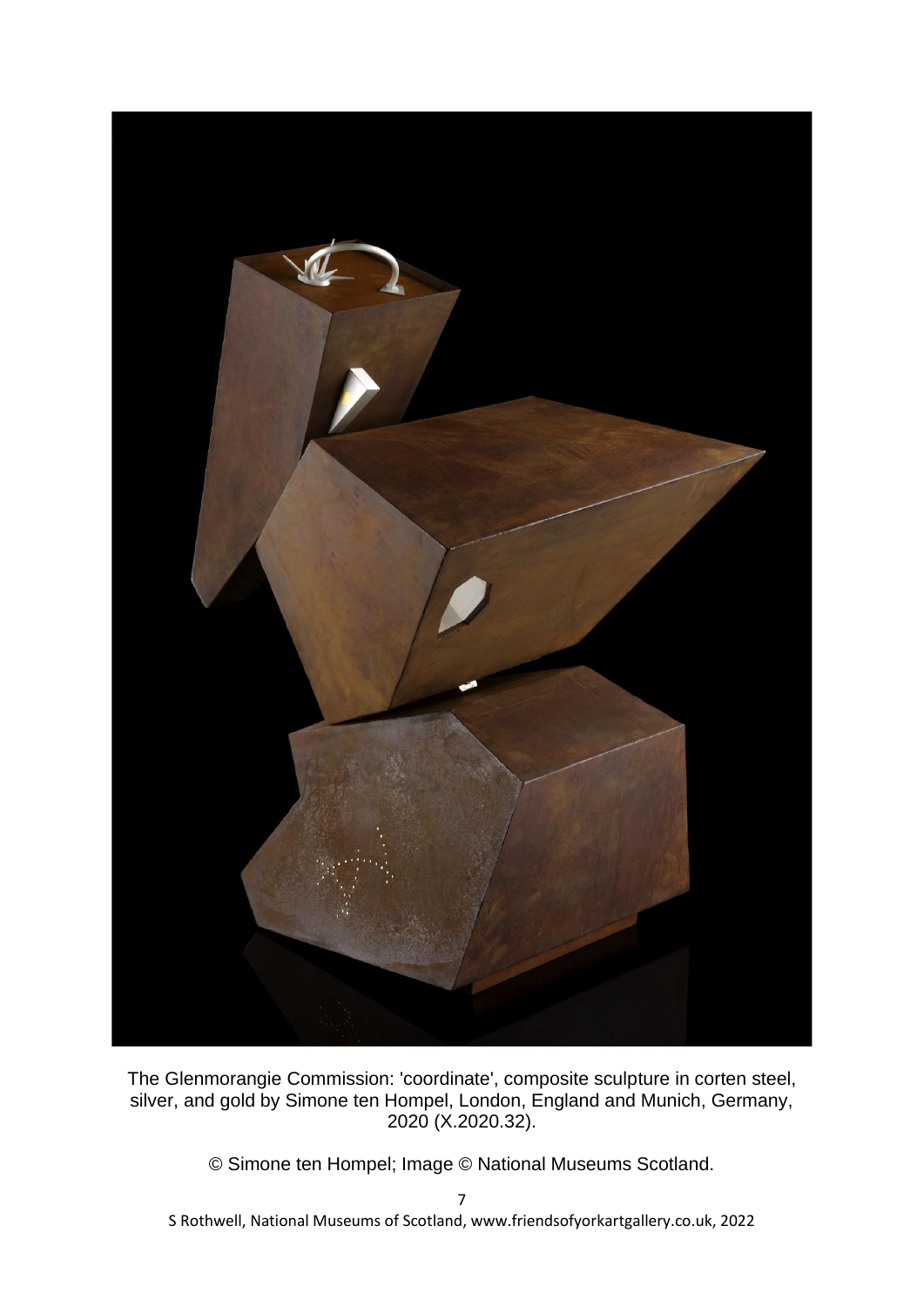The Glenmorangie Commission: 'coordinate', composite sculpture in corten steel, silver, and gold by Simone ten Hompel, London, England and Munich, Germany, 2020 (X.2020.32).

© Simone ten Hompel; Image © National Museums Scotland.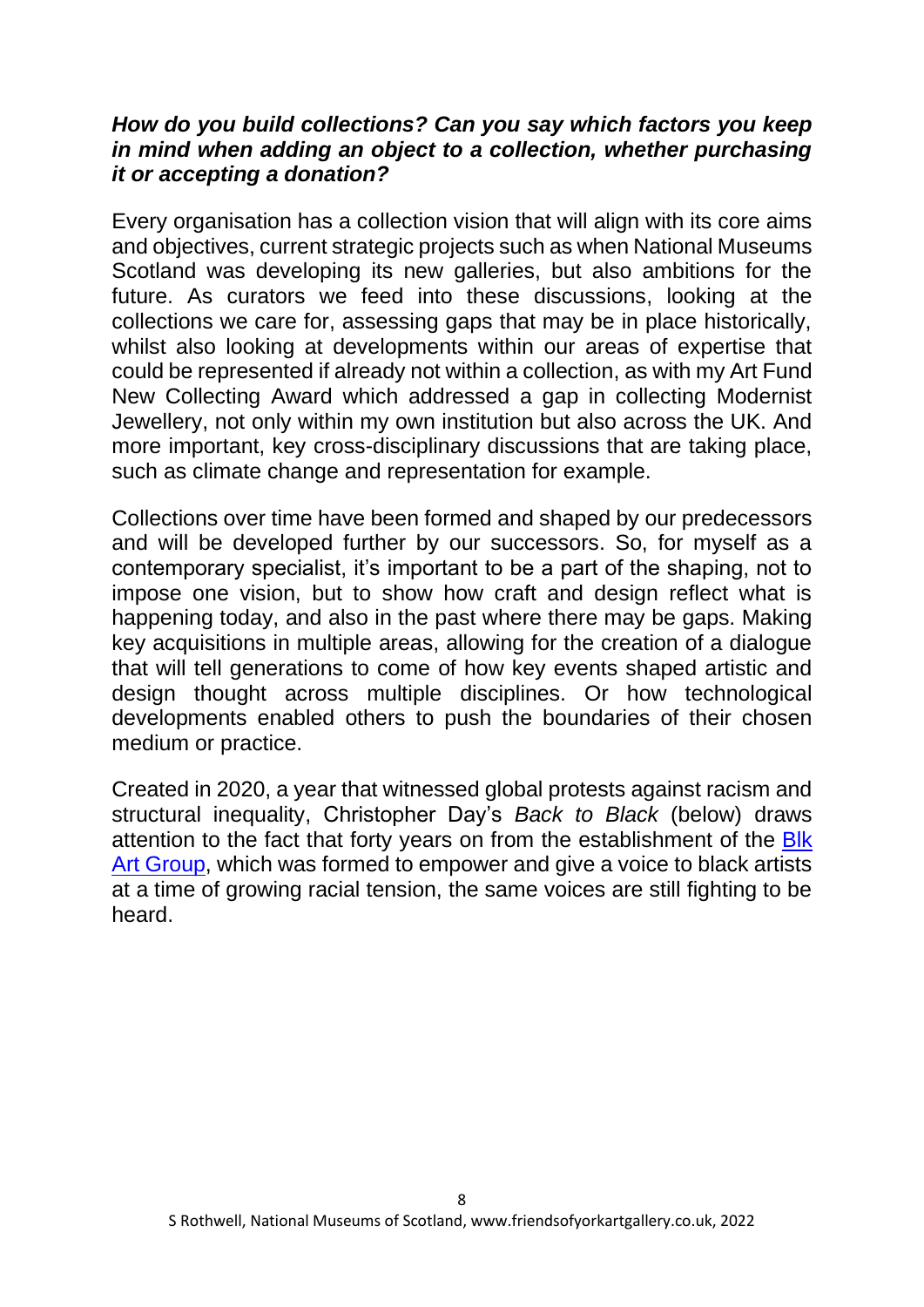***How do you build collections? Can you say which factors you keep in mind when adding an object to a collection, whether purchasing it or accepting a donation?***

Every organisation has a collection vision that will align with its core aims and objectives, current strategic projects such as when National Museums Scotland was developing its new galleries, but also ambitions for the future. As curators we feed into these discussions, looking at the collections we care for, assessing gaps that may be in place historically, whilst also looking at developments within our areas of expertise that could be represented if already not within a collection, as with my Art Fund New Collecting Award which addressed a gap in collecting Modernist Jewellery, not only within my own institution but also across the UK. And more important, key cross-disciplinary discussions that are taking place, such as climate change and representation for example.

Collections over time have been formed and shaped by our predecessors and will be developed further by our successors. So, for myself as a contemporary specialist, it's important to be a part of the shaping, not to impose one vision, but to show how craft and design reflect what is happening today, and also in the past where there may be gaps. Making key acquisitions in multiple areas, allowing for the creation of a dialogue that will tell generations to come of how key events shaped artistic and design thought across multiple disciplines. Or how technological developments enabled others to push the boundaries of their chosen medium or practice.

Created in 2020, a year that witnessed global protests against racism and structural inequality, Christopher Day's *Back to Black* (below) draws attention to the fact that forty years on from the establishment of the Blk Art Group, which was formed to empower and give a voice to black artists at a time of growing racial tension, the same voices are still fighting to be heard.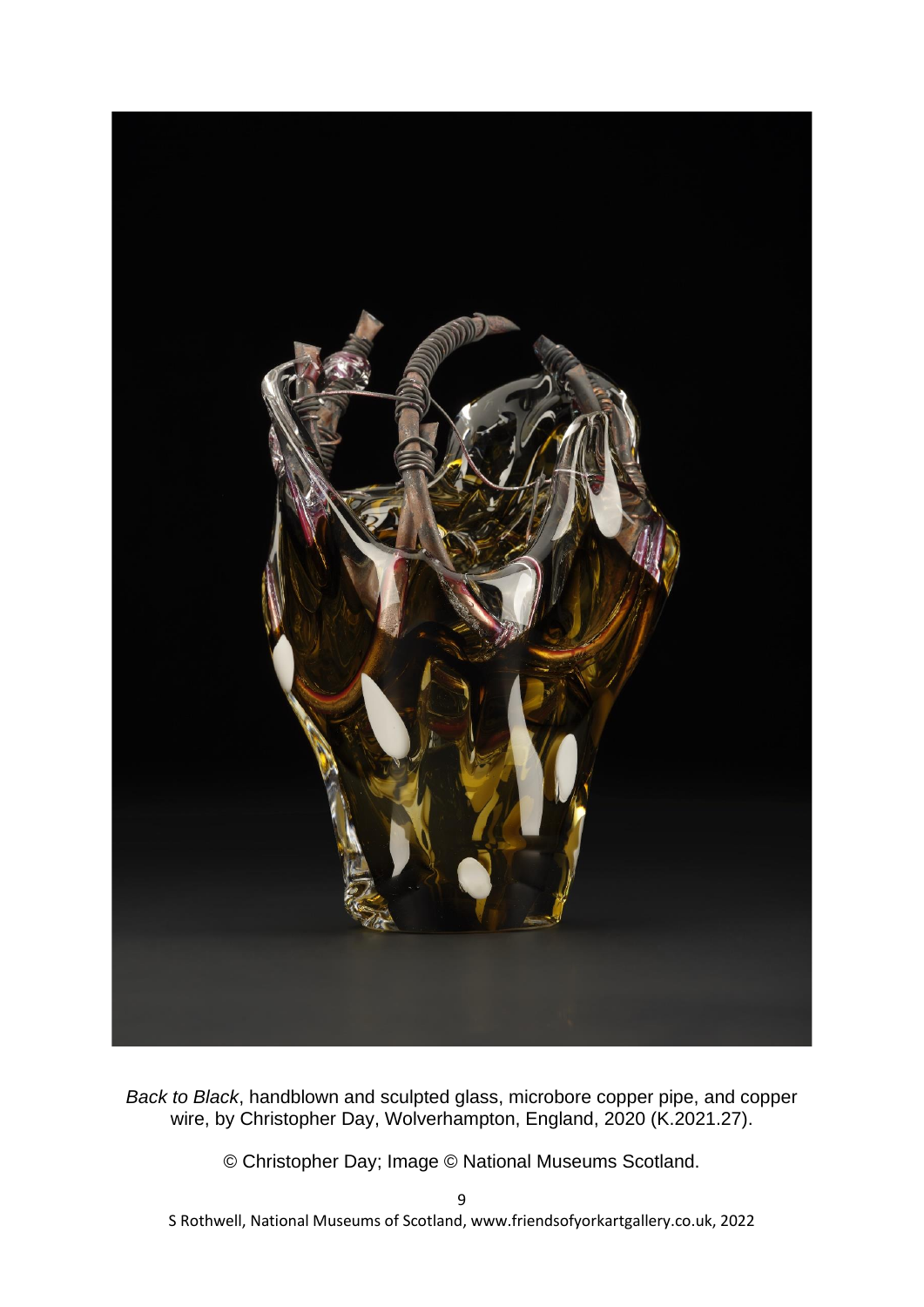*Back to Black*, handblown and sculpted glass, microbore copper pipe, and copper wire, by Christopher Day, Wolverhampton, England, 2020 (K.2021.27).

© Christopher Day; Image © National Museums Scotland.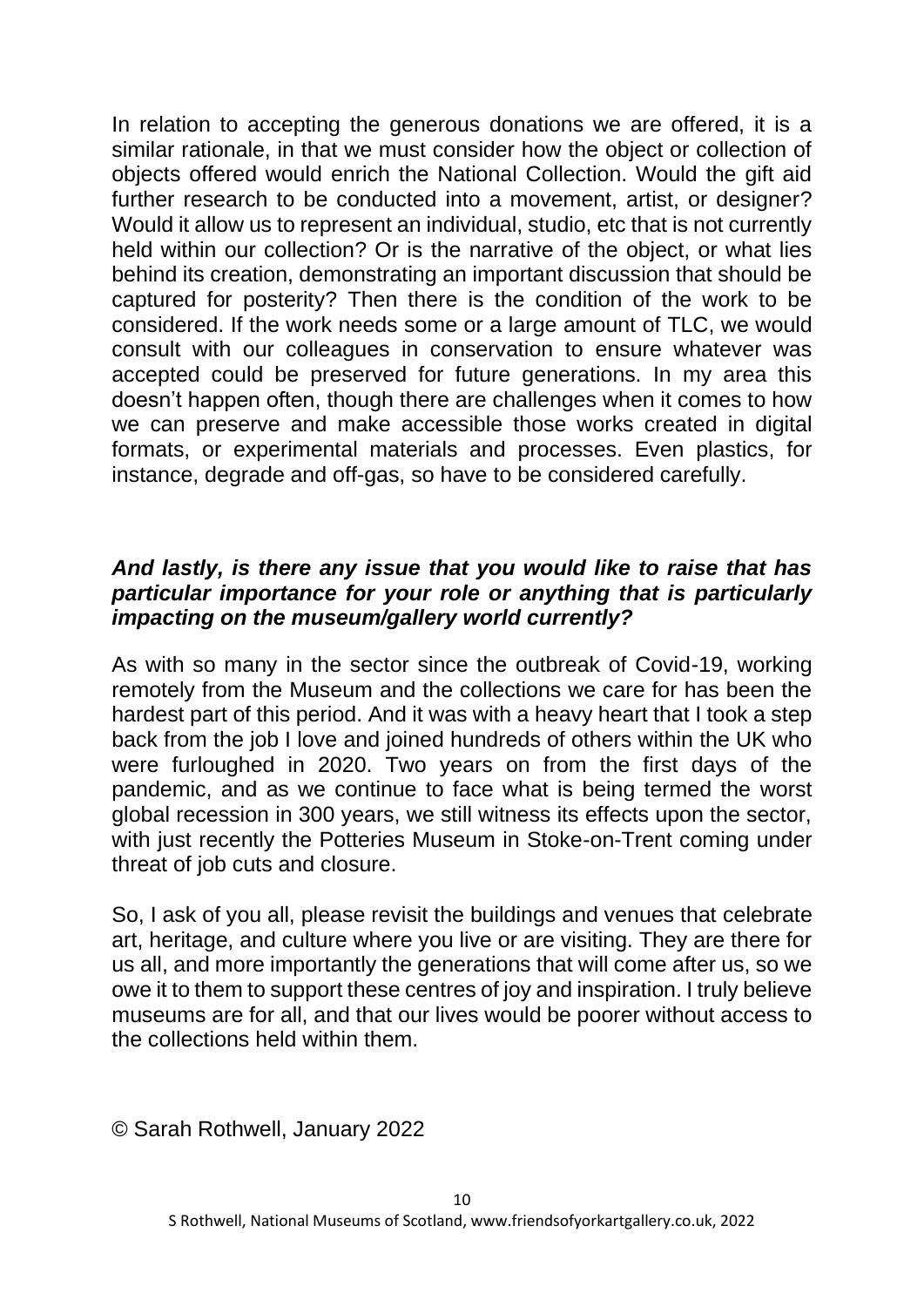In relation to accepting the generous donations we are offered, it is a similar rationale, in that we must consider how the object or collection of objects offered would enrich the National Collection. Would the gift aid further research to be conducted into a movement, artist, or designer? Would it allow us to represent an individual, studio, etc that is not currently held within our collection? Or is the narrative of the object, or what lies behind its creation, demonstrating an important discussion that should be captured for posterity? Then there is the condition of the work to be considered. If the work needs some or a large amount of TLC, we would consult with our colleagues in conservation to ensure whatever was accepted could be preserved for future generations. In my area this doesn't happen often, though there are challenges when it comes to how we can preserve and make accessible those works created in digital formats, or experimental materials and processes. Even plastics, for instance, degrade and off-gas, so have to be considered carefully.

***And lastly, is there any issue that you would like to raise that has particular importance for your role or anything that is particularly impacting on the museum/gallery world currently?***

As with so many in the sector since the outbreak of Covid-19, working remotely from the Museum and the collections we care for has been the hardest part of this period. And it was with a heavy heart that I took a step back from the job I love and joined hundreds of others within the UK who were furloughed in 2020. Two years on from the first days of the pandemic, and as we continue to face what is being termed the worst global recession in 300 years, we still witness its effects upon the sector, with just recently the Potteries Museum in Stoke-on-Trent coming under threat of job cuts and closure.

So, I ask of you all, please revisit the buildings and venues that celebrate art, heritage, and culture where you live or are visiting. They are there for us all, and more importantly the generations that will come after us, so we owe it to them to support these centres of joy and inspiration. I truly believe museums are for all, and that our lives would be poorer without access to the collections held within them.

© Sarah Rothwell, January 2022